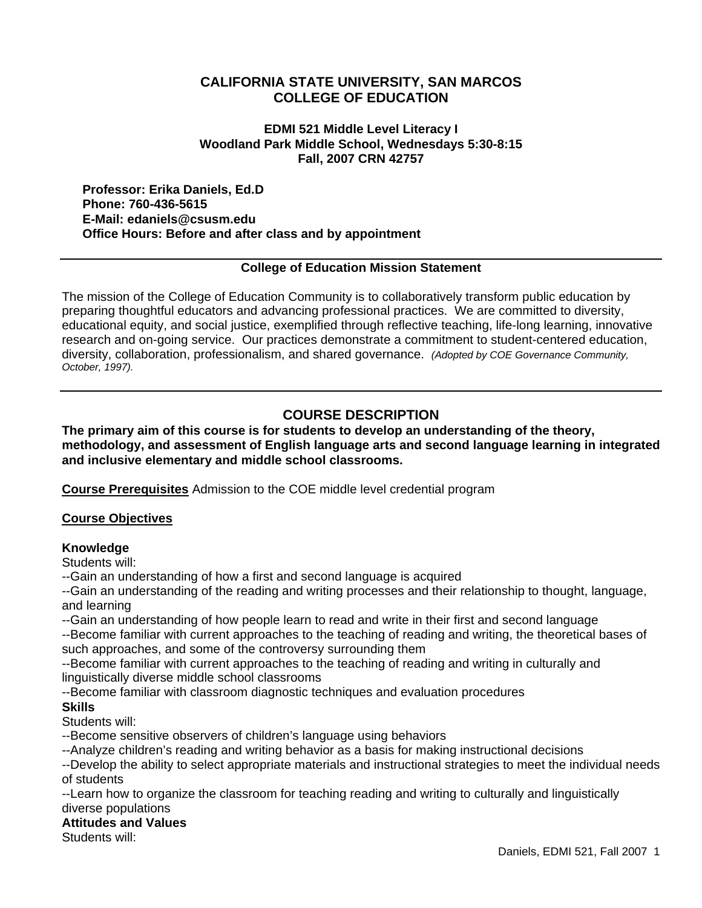# CALIFORNIA STATE UNIVERSITY, SAN MARCOS
# COLLEGE OF EDUCATION

### EDMI 521 Middle Level Literacy I
### Woodland Park Middle School, Wednesdays 5:30-8:15
### Fall, 2007 CRN 42757

**Professor: Erika Daniels, Ed.D**
**Phone: 760-436-5615**
**E-Mail: edaniels@csusm.edu**
**Office Hours: Before and after class and by appointment**

---

**College of Education Mission Statement**

The mission of the College of Education Community is to collaboratively transform public education by preparing thoughtful educators and advancing professional practices. We are committed to diversity, educational equity, and social justice, exemplified through reflective teaching, life-long learning, innovative research and on-going service. Our practices demonstrate a commitment to student-centered education, diversity, collaboration, professionalism, and shared governance. *(Adopted by COE Governance Community, October, 1997).*

---

## COURSE DESCRIPTION

**The primary aim of this course is for students to develop an understanding of the theory, methodology, and assessment of English language arts and second language learning in integrated and inclusive elementary and middle school classrooms.**

**Course Prerequisites** Admission to the COE middle level credential program

**Course Objectives**

**Knowledge**
Students will:
--Gain an understanding of how a first and second language is acquired
--Gain an understanding of the reading and writing processes and their relationship to thought, language, and learning
--Gain an understanding of how people learn to read and write in their first and second language
--Become familiar with current approaches to the teaching of reading and writing, the theoretical bases of such approaches, and some of the controversy surrounding them
--Become familiar with current approaches to the teaching of reading and writing in culturally and linguistically diverse middle school classrooms
--Become familiar with classroom diagnostic techniques and evaluation procedures

**Skills**
Students will:
--Become sensitive observers of children's language using behaviors
--Analyze children's reading and writing behavior as a basis for making instructional decisions
--Develop the ability to select appropriate materials and instructional strategies to meet the individual needs of students
--Learn how to organize the classroom for teaching reading and writing to culturally and linguistically diverse populations

**Attitudes and Values**
Students will: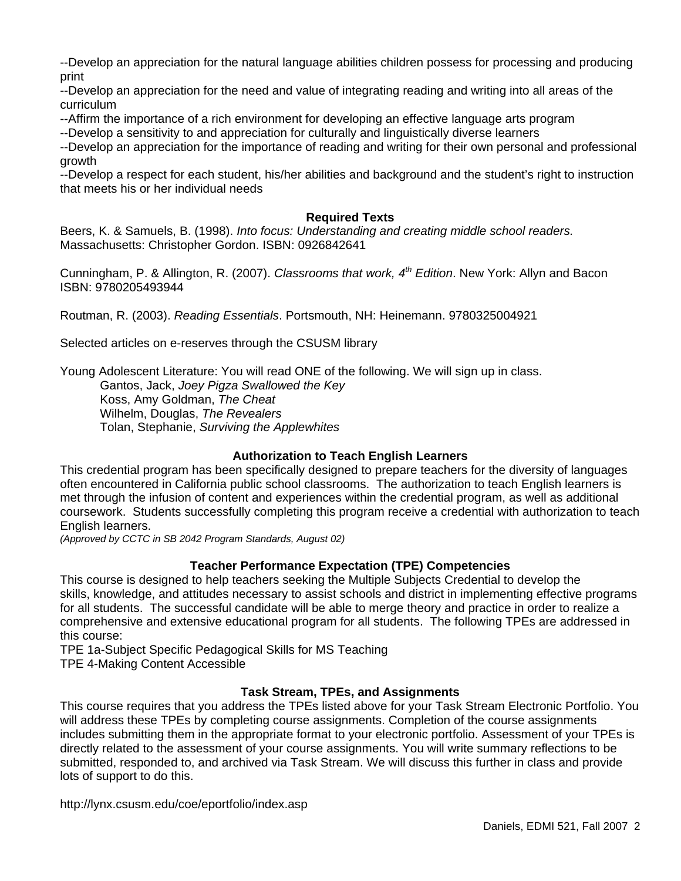--Develop an appreciation for the natural language abilities children possess for processing and producing print

--Develop an appreciation for the need and value of integrating reading and writing into all areas of the curriculum

--Affirm the importance of a rich environment for developing an effective language arts program

--Develop a sensitivity to and appreciation for culturally and linguistically diverse learners

--Develop an appreciation for the importance of reading and writing for their own personal and professional growth

--Develop a respect for each student, his/her abilities and background and the student's right to instruction that meets his or her individual needs

## Required Texts

Beers, K. & Samuels, B. (1998). *Into focus: Understanding and creating middle school readers.* Massachusetts: Christopher Gordon. ISBN: 0926842641

Cunningham, P. & Allington, R. (2007). *Classrooms that work, 4th Edition*. New York: Allyn and Bacon ISBN: 9780205493944

Routman, R. (2003). *Reading Essentials*. Portsmouth, NH: Heinemann. 9780325004921

Selected articles on e-reserves through the CSUSM library

Young Adolescent Literature: You will read ONE of the following. We will sign up in class.

- Gantos, Jack, *Joey Pigza Swallowed the Key*
- Koss, Amy Goldman, *The Cheat*
- Wilhelm, Douglas, *The Revealers*
- Tolan, Stephanie, *Surviving the Applewhites*

## Authorization to Teach English Learners

This credential program has been specifically designed to prepare teachers for the diversity of languages often encountered in California public school classrooms. The authorization to teach English learners is met through the infusion of content and experiences within the credential program, as well as additional coursework. Students successfully completing this program receive a credential with authorization to teach English learners.

*(Approved by CCTC in SB 2042 Program Standards, August 02)*

## Teacher Performance Expectation (TPE) Competencies

This course is designed to help teachers seeking the Multiple Subjects Credential to develop the skills, knowledge, and attitudes necessary to assist schools and district in implementing effective programs for all students. The successful candidate will be able to merge theory and practice in order to realize a comprehensive and extensive educational program for all students. The following TPEs are addressed in this course:

TPE 1a-Subject Specific Pedagogical Skills for MS Teaching

TPE 4-Making Content Accessible

## Task Stream, TPEs, and Assignments

This course requires that you address the TPEs listed above for your Task Stream Electronic Portfolio. You will address these TPEs by completing course assignments. Completion of the course assignments includes submitting them in the appropriate format to your electronic portfolio. Assessment of your TPEs is directly related to the assessment of your course assignments. You will write summary reflections to be submitted, responded to, and archived via Task Stream. We will discuss this further in class and provide lots of support to do this.

http://lynx.csusm.edu/coe/eportfolio/index.asp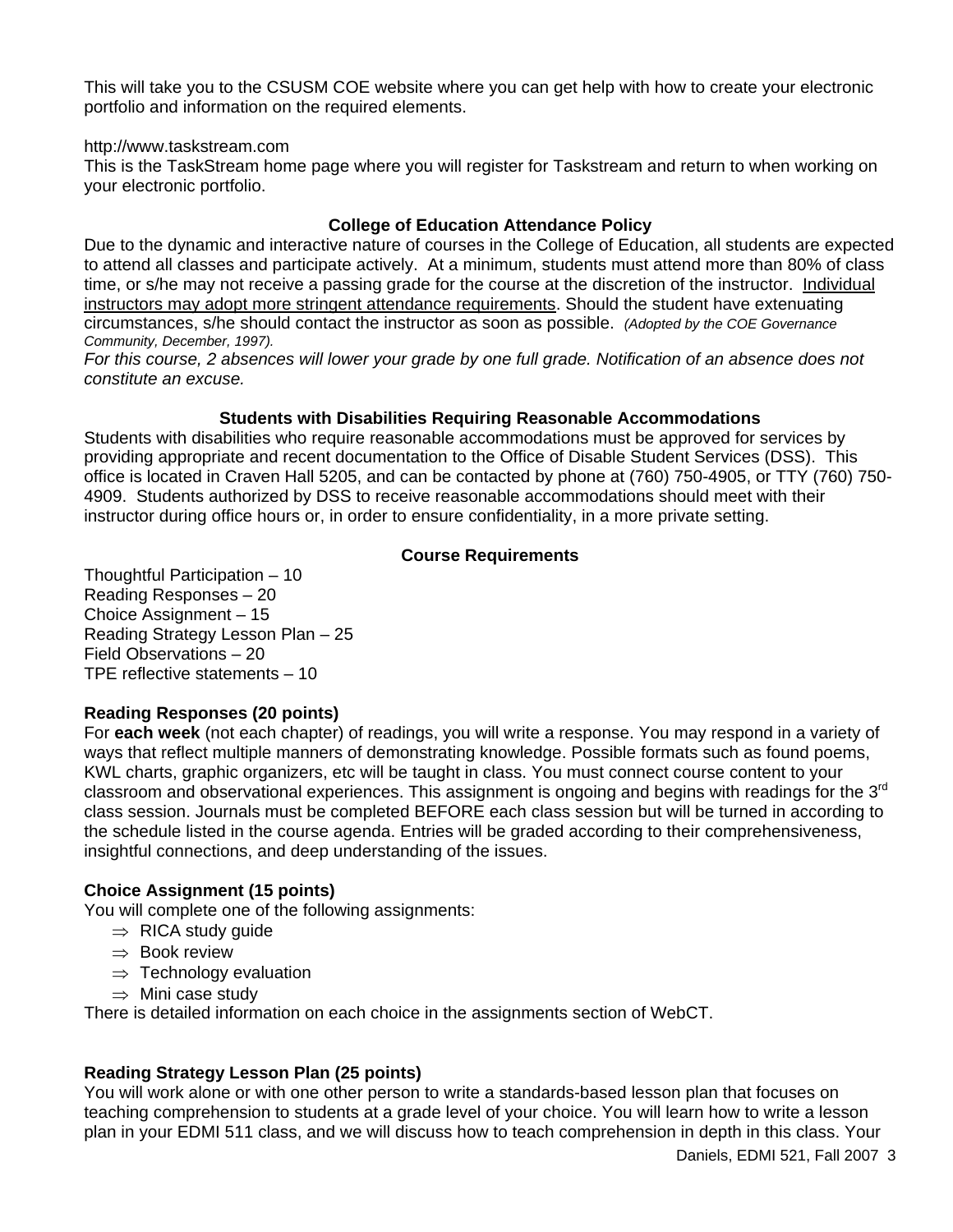This will take you to the CSUSM COE website where you can get help with how to create your electronic portfolio and information on the required elements.

http://www.taskstream.com
This is the TaskStream home page where you will register for Taskstream and return to when working on your electronic portfolio.

### College of Education Attendance Policy

Due to the dynamic and interactive nature of courses in the College of Education, all students are expected to attend all classes and participate actively. At a minimum, students must attend more than 80% of class time, or s/he may not receive a passing grade for the course at the discretion of the instructor. Individual instructors may adopt more stringent attendance requirements. Should the student have extenuating circumstances, s/he should contact the instructor as soon as possible. *(Adopted by the COE Governance Community, December, 1997).*
*For this course, 2 absences will lower your grade by one full grade. Notification of an absence does not constitute an excuse.*

### Students with Disabilities Requiring Reasonable Accommodations

Students with disabilities who require reasonable accommodations must be approved for services by providing appropriate and recent documentation to the Office of Disable Student Services (DSS). This office is located in Craven Hall 5205, and can be contacted by phone at (760) 750-4905, or TTY (760) 750-4909. Students authorized by DSS to receive reasonable accommodations should meet with their instructor during office hours or, in order to ensure confidentiality, in a more private setting.

### Course Requirements

Thoughtful Participation – 10
Reading Responses – 20
Choice Assignment – 15
Reading Strategy Lesson Plan – 25
Field Observations – 20
TPE reflective statements – 10

**Reading Responses (20 points)**
For **each week** (not each chapter) of readings, you will write a response. You may respond in a variety of ways that reflect multiple manners of demonstrating knowledge. Possible formats such as found poems, KWL charts, graphic organizers, etc will be taught in class. You must connect course content to your classroom and observational experiences. This assignment is ongoing and begins with readings for the 3rd class session. Journals must be completed BEFORE each class session but will be turned in according to the schedule listed in the course agenda. Entries will be graded according to their comprehensiveness, insightful connections, and deep understanding of the issues.

**Choice Assignment (15 points)**
You will complete one of the following assignments:

- ⇒ RICA study guide
- ⇒ Book review
- ⇒ Technology evaluation
- ⇒ Mini case study

There is detailed information on each choice in the assignments section of WebCT.

**Reading Strategy Lesson Plan (25 points)**
You will work alone or with one other person to write a standards-based lesson plan that focuses on teaching comprehension to students at a grade level of your choice. You will learn how to write a lesson plan in your EDMI 511 class, and we will discuss how to teach comprehension in depth in this class. Your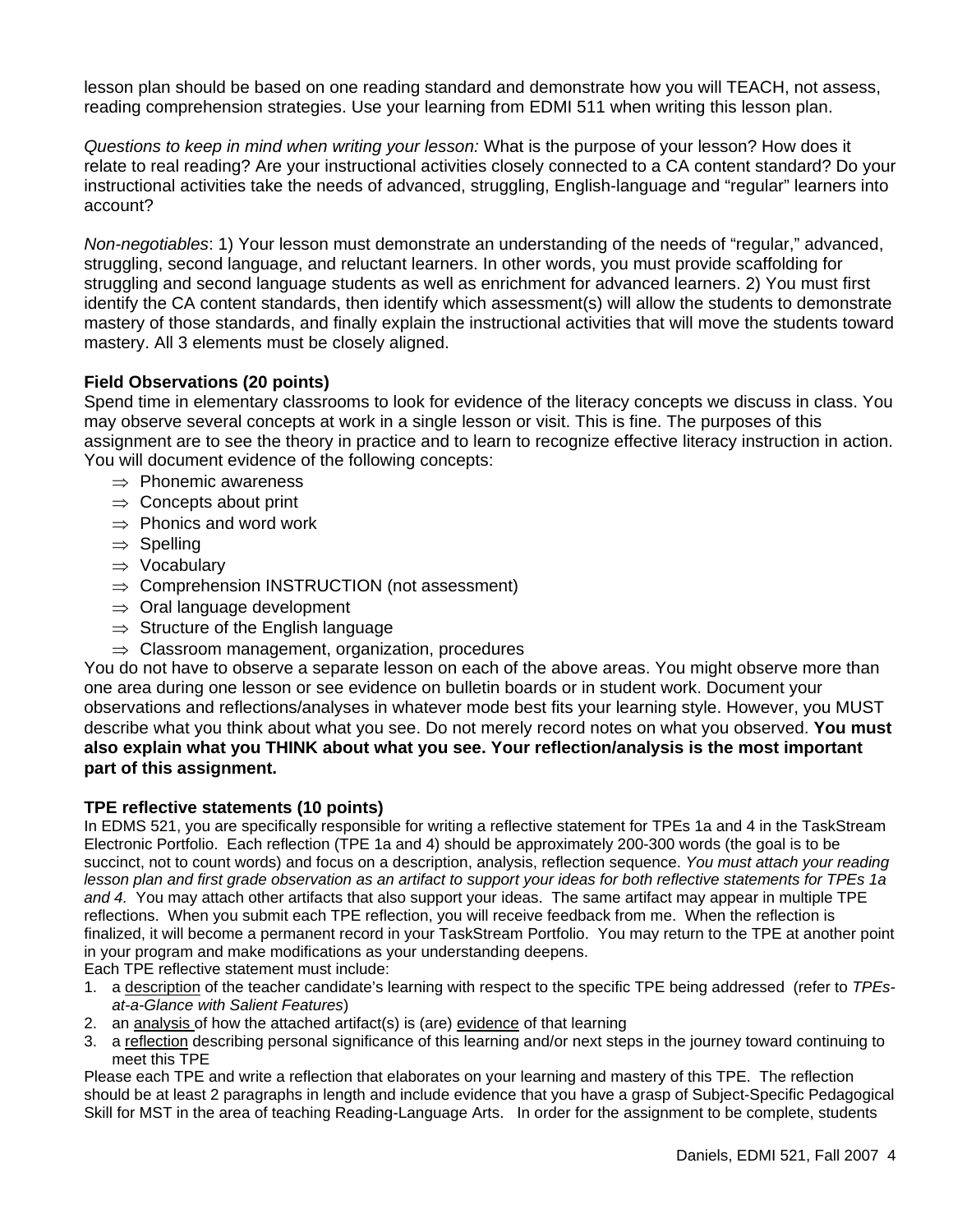lesson plan should be based on one reading standard and demonstrate how you will TEACH, not assess, reading comprehension strategies. Use your learning from EDMI 511 when writing this lesson plan.

*Questions to keep in mind when writing your lesson:* What is the purpose of your lesson? How does it relate to real reading? Are your instructional activities closely connected to a CA content standard? Do your instructional activities take the needs of advanced, struggling, English-language and "regular" learners into account?

*Non-negotiables*: 1) Your lesson must demonstrate an understanding of the needs of "regular," advanced, struggling, second language, and reluctant learners. In other words, you must provide scaffolding for struggling and second language students as well as enrichment for advanced learners. 2) You must first identify the CA content standards, then identify which assessment(s) will allow the students to demonstrate mastery of those standards, and finally explain the instructional activities that will move the students toward mastery. All 3 elements must be closely aligned.

**Field Observations (20 points)**

Spend time in elementary classrooms to look for evidence of the literacy concepts we discuss in class. You may observe several concepts at work in a single lesson or visit. This is fine. The purposes of this assignment are to see the theory in practice and to learn to recognize effective literacy instruction in action. You will document evidence of the following concepts:

- ⇒ Phonemic awareness
- ⇒ Concepts about print
- ⇒ Phonics and word work
- ⇒ Spelling
- ⇒ Vocabulary
- ⇒ Comprehension INSTRUCTION (not assessment)
- ⇒ Oral language development
- ⇒ Structure of the English language
- ⇒ Classroom management, organization, procedures

You do not have to observe a separate lesson on each of the above areas. You might observe more than one area during one lesson or see evidence on bulletin boards or in student work. Document your observations and reflections/analyses in whatever mode best fits your learning style. However, you MUST describe what you think about what you see. Do not merely record notes on what you observed. **You must also explain what you THINK about what you see. Your reflection/analysis is the most important part of this assignment.**

**TPE reflective statements (10 points)**

In EDMS 521, you are specifically responsible for writing a reflective statement for TPEs 1a and 4 in the TaskStream Electronic Portfolio. Each reflection (TPE 1a and 4) should be approximately 200-300 words (the goal is to be succinct, not to count words) and focus on a description, analysis, reflection sequence. *You must attach your reading lesson plan and first grade observation as an artifact to support your ideas for both reflective statements for TPEs 1a and 4.* You may attach other artifacts that also support your ideas. The same artifact may appear in multiple TPE reflections. When you submit each TPE reflection, you will receive feedback from me. When the reflection is finalized, it will become a permanent record in your TaskStream Portfolio. You may return to the TPE at another point in your program and make modifications as your understanding deepens.

Each TPE reflective statement must include:

1. a <u>description</u> of the teacher candidate's learning with respect to the specific TPE being addressed (refer to *TPEs-at-a-Glance with Salient Features*)
2. an <u>analysis</u> of how the attached artifact(s) is (are) <u>evidence</u> of that learning
3. a <u>reflection</u> describing personal significance of this learning and/or next steps in the journey toward continuing to meet this TPE

Please each TPE and write a reflection that elaborates on your learning and mastery of this TPE. The reflection should be at least 2 paragraphs in length and include evidence that you have a grasp of Subject-Specific Pedagogical Skill for MST in the area of teaching Reading-Language Arts. In order for the assignment to be complete, students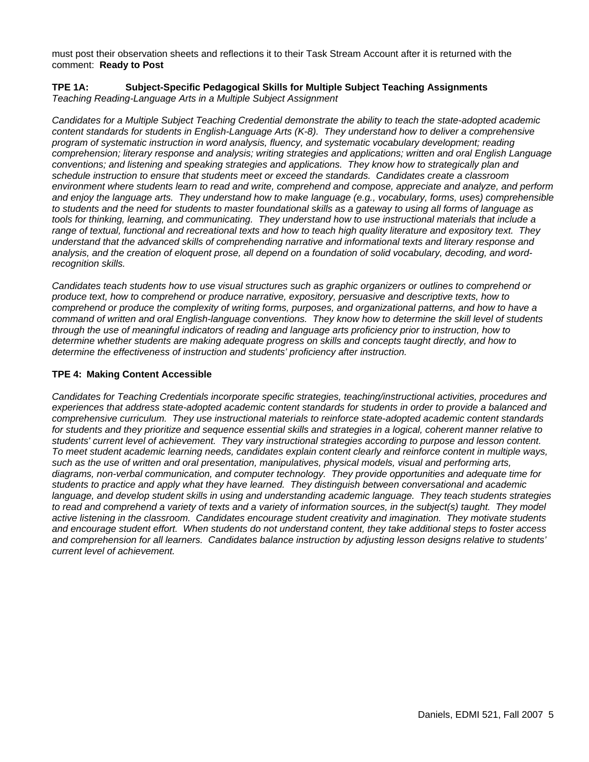must post their observation sheets and reflections it to their Task Stream Account after it is returned with the comment: **Ready to Post**

**TPE 1A: Subject-Specific Pedagogical Skills for Multiple Subject Teaching Assignments**
*Teaching Reading-Language Arts in a Multiple Subject Assignment*

*Candidates for a Multiple Subject Teaching Credential demonstrate the ability to teach the state-adopted academic content standards for students in English-Language Arts (K-8). They understand how to deliver a comprehensive program of systematic instruction in word analysis, fluency, and systematic vocabulary development; reading comprehension; literary response and analysis; writing strategies and applications; written and oral English Language conventions; and listening and speaking strategies and applications. They know how to strategically plan and schedule instruction to ensure that students meet or exceed the standards. Candidates create a classroom environment where students learn to read and write, comprehend and compose, appreciate and analyze, and perform and enjoy the language arts. They understand how to make language (e.g., vocabulary, forms, uses) comprehensible to students and the need for students to master foundational skills as a gateway to using all forms of language as tools for thinking, learning, and communicating. They understand how to use instructional materials that include a range of textual, functional and recreational texts and how to teach high quality literature and expository text. They understand that the advanced skills of comprehending narrative and informational texts and literary response and analysis, and the creation of eloquent prose, all depend on a foundation of solid vocabulary, decoding, and word-recognition skills.*

*Candidates teach students how to use visual structures such as graphic organizers or outlines to comprehend or produce text, how to comprehend or produce narrative, expository, persuasive and descriptive texts, how to comprehend or produce the complexity of writing forms, purposes, and organizational patterns, and how to have a command of written and oral English-language conventions. They know how to determine the skill level of students through the use of meaningful indicators of reading and language arts proficiency prior to instruction, how to determine whether students are making adequate progress on skills and concepts taught directly, and how to determine the effectiveness of instruction and students' proficiency after instruction.*

**TPE 4: Making Content Accessible**

*Candidates for Teaching Credentials incorporate specific strategies, teaching/instructional activities, procedures and experiences that address state-adopted academic content standards for students in order to provide a balanced and comprehensive curriculum. They use instructional materials to reinforce state-adopted academic content standards for students and they prioritize and sequence essential skills and strategies in a logical, coherent manner relative to students' current level of achievement. They vary instructional strategies according to purpose and lesson content. To meet student academic learning needs, candidates explain content clearly and reinforce content in multiple ways, such as the use of written and oral presentation, manipulatives, physical models, visual and performing arts, diagrams, non-verbal communication, and computer technology. They provide opportunities and adequate time for students to practice and apply what they have learned. They distinguish between conversational and academic language, and develop student skills in using and understanding academic language. They teach students strategies to read and comprehend a variety of texts and a variety of information sources, in the subject(s) taught. They model active listening in the classroom. Candidates encourage student creativity and imagination. They motivate students and encourage student effort. When students do not understand content, they take additional steps to foster access and comprehension for all learners. Candidates balance instruction by adjusting lesson designs relative to students' current level of achievement.*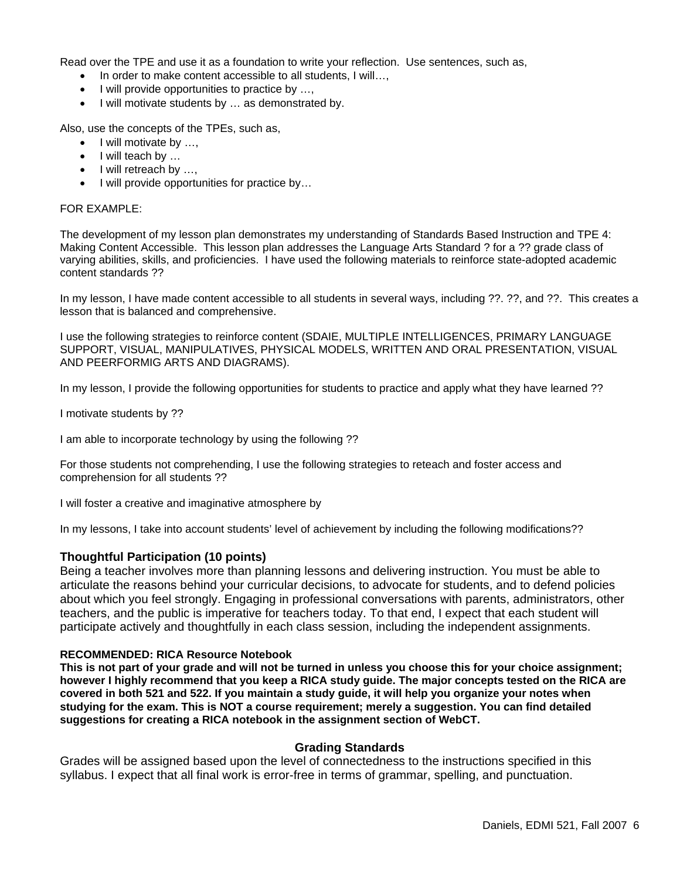Read over the TPE and use it as a foundation to write your reflection. Use sentences, such as,

- In order to make content accessible to all students, I will…,
- I will provide opportunities to practice by …,
- I will motivate students by … as demonstrated by.

Also, use the concepts of the TPEs, such as,

- I will motivate by …,
- I will teach by …
- I will retreach by …,
- I will provide opportunities for practice by…

FOR EXAMPLE:

The development of my lesson plan demonstrates my understanding of Standards Based Instruction and TPE 4: Making Content Accessible. This lesson plan addresses the Language Arts Standard ? for a ?? grade class of varying abilities, skills, and proficiencies. I have used the following materials to reinforce state-adopted academic content standards ??

In my lesson, I have made content accessible to all students in several ways, including ??. ??, and ??. This creates a lesson that is balanced and comprehensive.

I use the following strategies to reinforce content (SDAIE, MULTIPLE INTELLIGENCES, PRIMARY LANGUAGE SUPPORT, VISUAL, MANIPULATIVES, PHYSICAL MODELS, WRITTEN AND ORAL PRESENTATION, VISUAL AND PEERFORMIG ARTS AND DIAGRAMS).

In my lesson, I provide the following opportunities for students to practice and apply what they have learned ??

I motivate students by ??

I am able to incorporate technology by using the following ??

For those students not comprehending, I use the following strategies to reteach and foster access and comprehension for all students ??

I will foster a creative and imaginative atmosphere by

In my lessons, I take into account students' level of achievement by including the following modifications??

### Thoughtful Participation (10 points)

Being a teacher involves more than planning lessons and delivering instruction. You must be able to articulate the reasons behind your curricular decisions, to advocate for students, and to defend policies about which you feel strongly. Engaging in professional conversations with parents, administrators, other teachers, and the public is imperative for teachers today. To that end, I expect that each student will participate actively and thoughtfully in each class session, including the independent assignments.

**RECOMMENDED: RICA Resource Notebook**

**This is not part of your grade and will not be turned in unless you choose this for your choice assignment; however I highly recommend that you keep a RICA study guide. The major concepts tested on the RICA are covered in both 521 and 522. If you maintain a study guide, it will help you organize your notes when studying for the exam. This is NOT a course requirement; merely a suggestion. You can find detailed suggestions for creating a RICA notebook in the assignment section of WebCT.**

## Grading Standards

Grades will be assigned based upon the level of connectedness to the instructions specified in this syllabus. I expect that all final work is error-free in terms of grammar, spelling, and punctuation.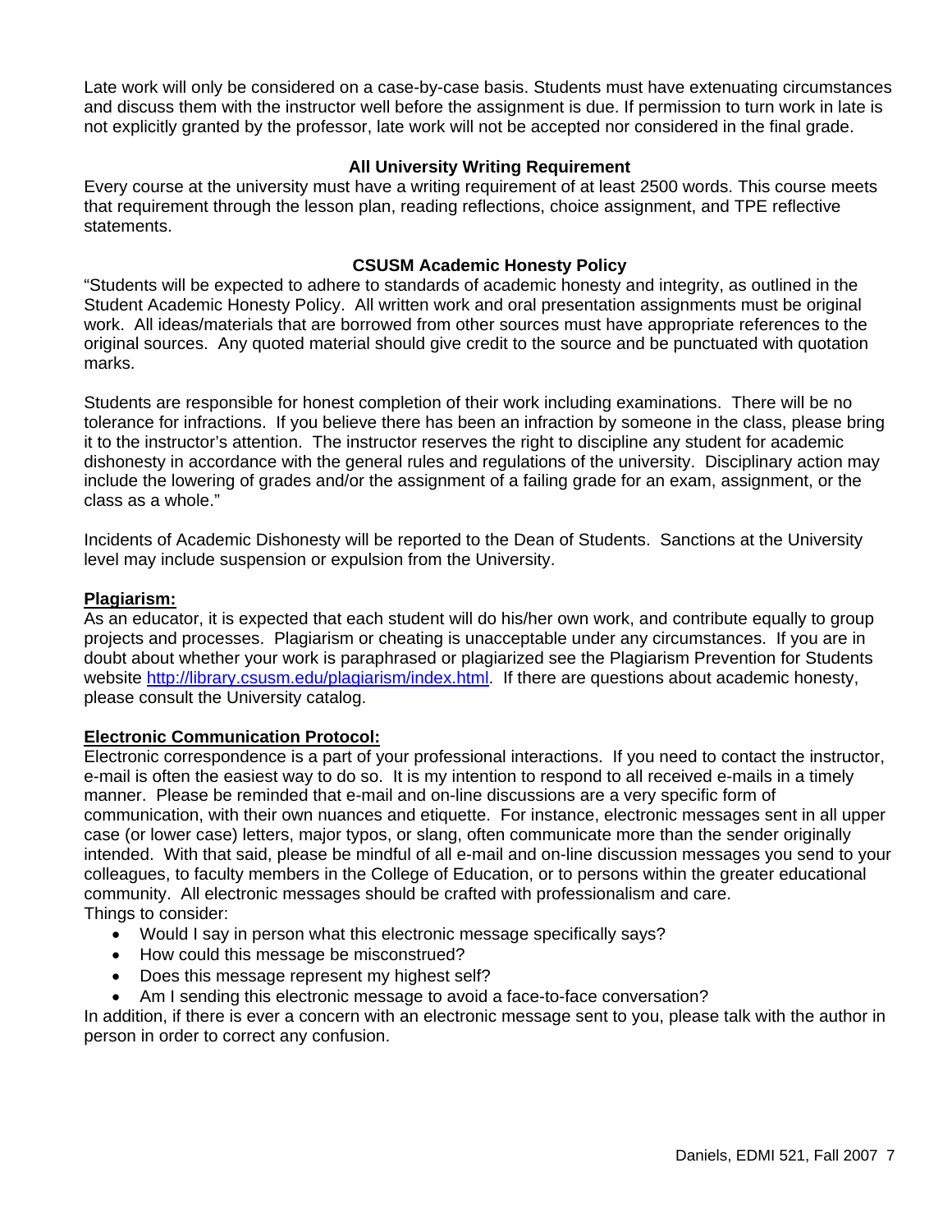Late work will only be considered on a case-by-case basis. Students must have extenuating circumstances and discuss them with the instructor well before the assignment is due. If permission to turn work in late is not explicitly granted by the professor, late work will not be accepted nor considered in the final grade.

### All University Writing Requirement

Every course at the university must have a writing requirement of at least 2500 words. This course meets that requirement through the lesson plan, reading reflections, choice assignment, and TPE reflective statements.

### CSUSM Academic Honesty Policy

"Students will be expected to adhere to standards of academic honesty and integrity, as outlined in the Student Academic Honesty Policy. All written work and oral presentation assignments must be original work. All ideas/materials that are borrowed from other sources must have appropriate references to the original sources. Any quoted material should give credit to the source and be punctuated with quotation marks.

Students are responsible for honest completion of their work including examinations. There will be no tolerance for infractions. If you believe there has been an infraction by someone in the class, please bring it to the instructor's attention. The instructor reserves the right to discipline any student for academic dishonesty in accordance with the general rules and regulations of the university. Disciplinary action may include the lowering of grades and/or the assignment of a failing grade for an exam, assignment, or the class as a whole."

Incidents of Academic Dishonesty will be reported to the Dean of Students. Sanctions at the University level may include suspension or expulsion from the University.

**Plagiarism:**

As an educator, it is expected that each student will do his/her own work, and contribute equally to group projects and processes. Plagiarism or cheating is unacceptable under any circumstances. If you are in doubt about whether your work is paraphrased or plagiarized see the Plagiarism Prevention for Students website http://library.csusm.edu/plagiarism/index.html. If there are questions about academic honesty, please consult the University catalog.

**Electronic Communication Protocol:**

Electronic correspondence is a part of your professional interactions. If you need to contact the instructor, e-mail is often the easiest way to do so. It is my intention to respond to all received e-mails in a timely manner. Please be reminded that e-mail and on-line discussions are a very specific form of communication, with their own nuances and etiquette. For instance, electronic messages sent in all upper case (or lower case) letters, major typos, or slang, often communicate more than the sender originally intended. With that said, please be mindful of all e-mail and on-line discussion messages you send to your colleagues, to faculty members in the College of Education, or to persons within the greater educational community. All electronic messages should be crafted with professionalism and care.
Things to consider:

- Would I say in person what this electronic message specifically says?
- How could this message be misconstrued?
- Does this message represent my highest self?
- Am I sending this electronic message to avoid a face-to-face conversation?

In addition, if there is ever a concern with an electronic message sent to you, please talk with the author in person in order to correct any confusion.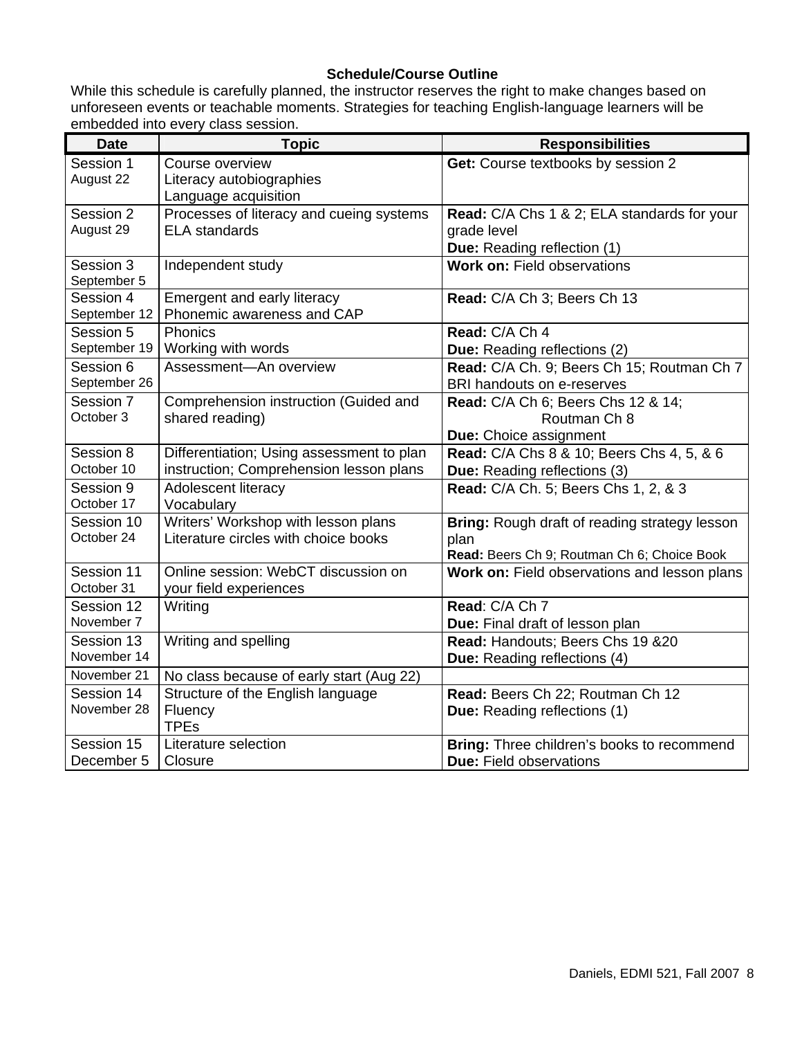### Schedule/Course Outline

While this schedule is carefully planned, the instructor reserves the right to make changes based on unforeseen events or teachable moments. Strategies for teaching English-language learners will be embedded into every class session.

| Date | Topic | Responsibilities |
|---|---|---|
| Session 1<br>August 22 | Course overview<br>Literacy autobiographies<br>Language acquisition | **Get:** Course textbooks by session 2 |
| Session 2<br>August 29 | Processes of literacy and cueing systems<br>ELA standards | **Read:** C/A Chs 1 & 2; ELA standards for your grade level<br>**Due:** Reading reflection (1) |
| Session 3<br>September 5 | Independent study | **Work on:** Field observations |
| Session 4<br>September 12 | Emergent and early literacy<br>Phonemic awareness and CAP | **Read:** C/A Ch 3; Beers Ch 13 |
| Session 5<br>September 19 | Phonics<br>Working with words | **Read:** C/A Ch 4<br>**Due:** Reading reflections (2) |
| Session 6<br>September 26 | Assessment—An overview | **Read:** C/A Ch. 9; Beers Ch 15; Routman Ch 7<br>BRI handouts on e-reserves |
| Session 7<br>October 3 | Comprehension instruction (Guided and shared reading) | **Read:** C/A Ch 6; Beers Chs 12 & 14; Routman Ch 8<br>**Due:** Choice assignment |
| Session 8<br>October 10 | Differentiation; Using assessment to plan instruction; Comprehension lesson plans | **Read:** C/A Chs 8 & 10; Beers Chs 4, 5, & 6<br>**Due:** Reading reflections (3) |
| Session 9<br>October 17 | Adolescent literacy<br>Vocabulary | **Read:** C/A Ch. 5; Beers Chs 1, 2, & 3 |
| Session 10<br>October 24 | Writers' Workshop with lesson plans<br>Literature circles with choice books | **Bring:** Rough draft of reading strategy lesson plan<br>**Read:** Beers Ch 9; Routman Ch 6; Choice Book |
| Session 11<br>October 31 | Online session: WebCT discussion on your field experiences | **Work on:** Field observations and lesson plans |
| Session 12<br>November 7 | Writing | **Read**: C/A Ch 7<br>**Due:** Final draft of lesson plan |
| Session 13<br>November 14 | Writing and spelling | **Read:** Handouts; Beers Chs 19 &20<br>**Due:** Reading reflections (4) |
| November 21 | No class because of early start (Aug 22) | |
| Session 14<br>November 28 | Structure of the English language<br>Fluency<br>TPEs | **Read:** Beers Ch 22; Routman Ch 12<br>**Due:** Reading reflections (1) |
| Session 15<br>December 5 | Literature selection<br>Closure | **Bring:** Three children's books to recommend<br>**Due:** Field observations |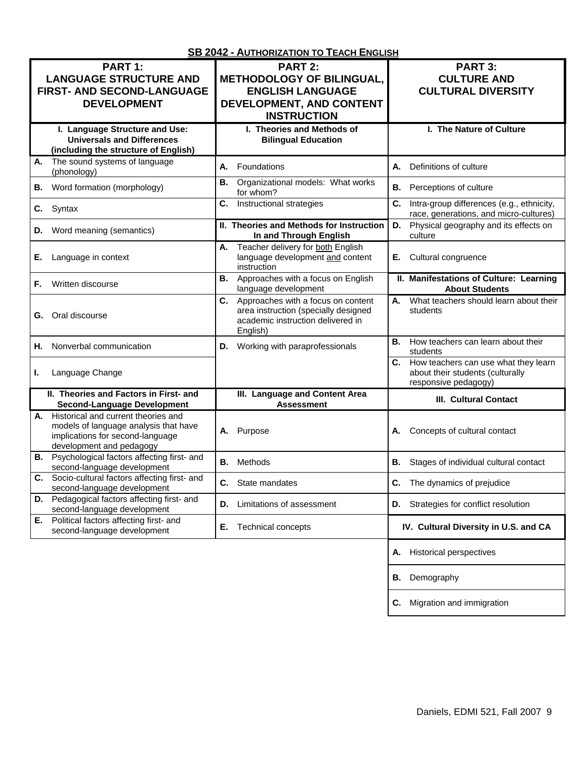## SB 2042 - AUTHORIZATION TO TEACH ENGLISH

| PART 1: LANGUAGE STRUCTURE AND FIRST- AND SECOND-LANGUAGE DEVELOPMENT | PART 2: METHODOLOGY OF BILINGUAL, ENGLISH LANGUAGE DEVELOPMENT, AND CONTENT INSTRUCTION | PART 3: CULTURE AND CULTURAL DIVERSITY |
|---|---|---|
| **I. Language Structure and Use: Universals and Differences (including the structure of English)** | **I. Theories and Methods of Bilingual Education** | **I. The Nature of Culture** |
| **A.** The sound systems of language (phonology) | **A.** Foundations | **A.** Definitions of culture |
| **B.** Word formation (morphology) | **B.** Organizational models: What works for whom? | **B.** Perceptions of culture |
| **C.** Syntax | **C.** Instructional strategies | **C.** Intra-group differences (e.g., ethnicity, race, generations, and micro-cultures) |
| **D.** Word meaning (semantics) | **II. Theories and Methods for Instruction In and Through English** | **D.** Physical geography and its effects on culture |
| **E.** Language in context | **A.** Teacher delivery for both English language development and content instruction | **E.** Cultural congruence |
| **F.** Written discourse | **B.** Approaches with a focus on English language development | **II. Manifestations of Culture: Learning About Students** |
| **G.** Oral discourse | **C.** Approaches with a focus on content area instruction (specially designed academic instruction delivered in English) | **A.** What teachers should learn about their students |
| **H.** Nonverbal communication | **D.** Working with paraprofessionals | **B.** How teachers can learn about their students |
| **I.** Language Change | | **C.** How teachers can use what they learn about their students (culturally responsive pedagogy) |
| **II. Theories and Factors in First- and Second-Language Development** | **III. Language and Content Area Assessment** | **III. Cultural Contact** |
| **A.** Historical and current theories and models of language analysis that have implications for second-language development and pedagogy | **A.** Purpose | **A.** Concepts of cultural contact |
| **B.** Psychological factors affecting first- and second-language development | **B.** Methods | **B.** Stages of individual cultural contact |
| **C.** Socio-cultural factors affecting first- and second-language development | **C.** State mandates | **C.** The dynamics of prejudice |
| **D.** Pedagogical factors affecting first- and second-language development | **D.** Limitations of assessment | **D.** Strategies for conflict resolution |
| **E.** Political factors affecting first- and second-language development | **E.** Technical concepts | **IV. Cultural Diversity in U.S. and CA** |
| | | **A.** Historical perspectives |
| | | **B.** Demography |
| | | **C.** Migration and immigration |